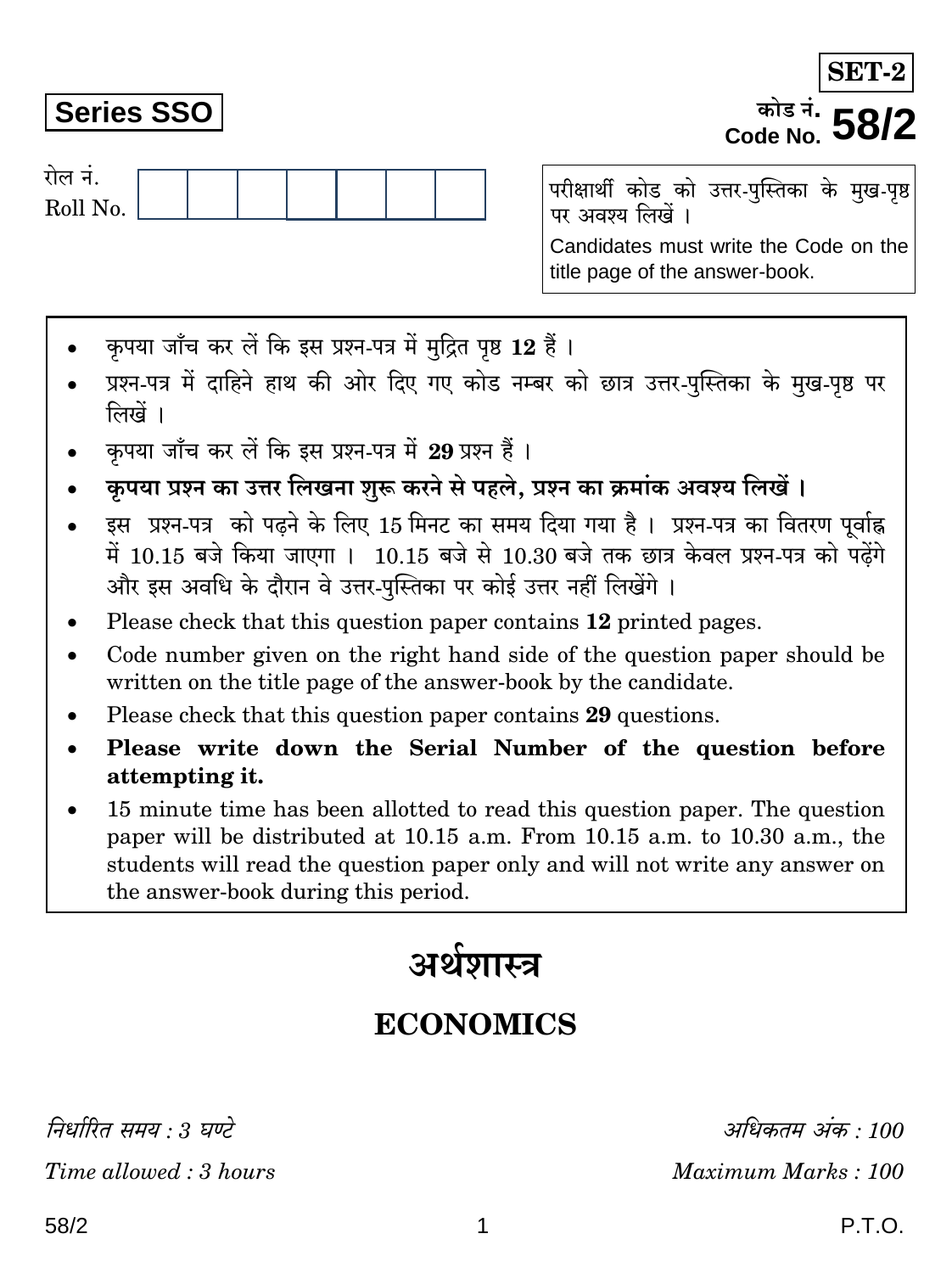**SET-2**

**Series SSO**

कोड नं.
Code No. **58/2**

रोल नं.
Roll No.

| | | | | | | |
|---|---|---|---|---|---|---|
| | | | | | | |

परीक्षार्थी कोड को उत्तर-पुस्तिका के मुख-पृष्ठ पर अवश्य लिखें ।

Candidates must write the Code on the title page of the answer-book.

- कृपया जाँच कर लें कि इस प्रश्न-पत्र में मुद्रित पृष्ठ **12** हैं ।
- प्रश्न-पत्र में दाहिने हाथ की ओर दिए गए कोड नम्बर को छात्र उत्तर-पुस्तिका के मुख-पृष्ठ पर लिखें ।
- कृपया जाँच कर लें कि इस प्रश्न-पत्र में **29** प्रश्न हैं ।
- **कृपया प्रश्न का उत्तर लिखना शुरू करने से पहले, प्रश्न का क्रमांक अवश्य लिखें ।**
- इस प्रश्न-पत्र को पढ़ने के लिए 15 मिनट का समय दिया गया है । प्रश्न-पत्र का वितरण पूर्वाह्न में 10.15 बजे किया जाएगा । 10.15 बजे से 10.30 बजे तक छात्र केवल प्रश्न-पत्र को पढ़ेंगे और इस अवधि के दौरान वे उत्तर-पुस्तिका पर कोई उत्तर नहीं लिखेंगे ।
- Please check that this question paper contains **12** printed pages.
- Code number given on the right hand side of the question paper should be written on the title page of the answer-book by the candidate.
- Please check that this question paper contains **29** questions.
- **Please write down the Serial Number of the question before attempting it.**
- 15 minute time has been allotted to read this question paper. The question paper will be distributed at 10.15 a.m. From 10.15 a.m. to 10.30 a.m., the students will read the question paper only and will not write any answer on the answer-book during this period.

# अर्थशास्त्र

# ECONOMICS

*निर्धारित समय : 3 घण्टे* | *अधिकतम अंक : 100*

*Time allowed : 3 hours* | *Maximum Marks : 100*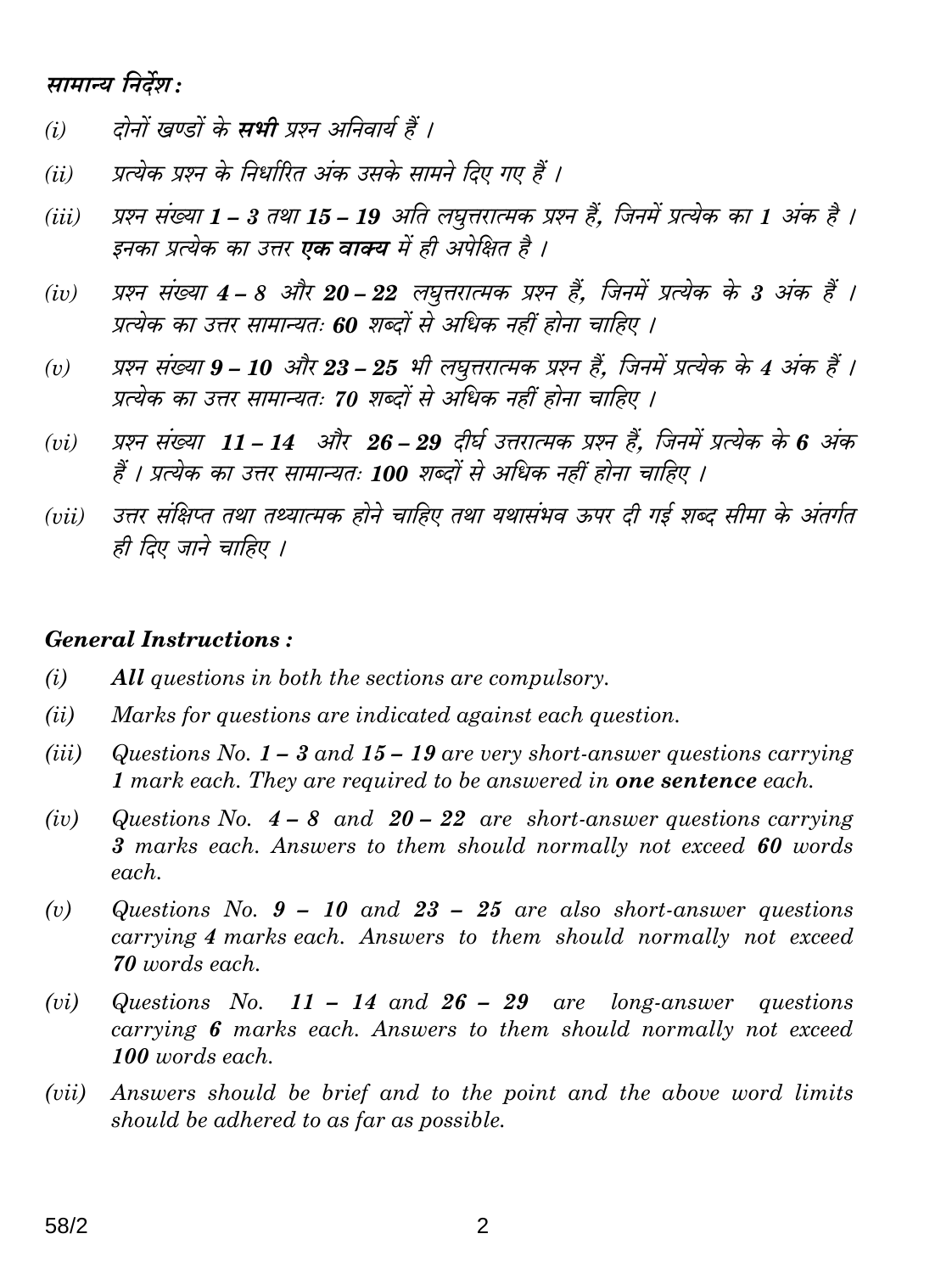**सामान्य निर्देश :**

*(i)* दोनों खण्डों के **सभी** प्रश्न अनिवार्य हैं ।

*(ii)* प्रत्येक प्रश्न के निर्धारित अंक उसके सामने दिए गए हैं ।

*(iii)* प्रश्न संख्या **1 – 3** तथा **15 – 19** अति लघुत्तरात्मक प्रश्न हैं, जिनमें प्रत्येक का **1** अंक है । इनका प्रत्येक का उत्तर **एक वाक्य** में ही अपेक्षित है ।

*(iv)* प्रश्न संख्या **4 – 8** और **20 – 22** लघुत्तरात्मक प्रश्न हैं, जिनमें प्रत्येक के **3** अंक हैं । प्रत्येक का उत्तर सामान्यतः **60** शब्दों से अधिक नहीं होना चाहिए ।

*(v)* प्रश्न संख्या **9 – 10** और **23 – 25** भी लघुत्तरात्मक प्रश्न हैं, जिनमें प्रत्येक के **4** अंक हैं । प्रत्येक का उत्तर सामान्यतः **70** शब्दों से अधिक नहीं होना चाहिए ।

*(vi)* प्रश्न संख्या **11 – 14** और **26 – 29** दीर्घ उत्तरात्मक प्रश्न हैं, जिनमें प्रत्येक के **6** अंक हैं । प्रत्येक का उत्तर सामान्यतः **100** शब्दों से अधिक नहीं होना चाहिए ।

*(vii)* उत्तर संक्षिप्त तथा तथ्यात्मक होने चाहिए तथा यथासंभव ऊपर दी गई शब्द सीमा के अंतर्गत ही दिए जाने चाहिए ।

**General Instructions :**

*(i)* ***All*** *questions in both the sections are compulsory.*

*(ii)* *Marks for questions are indicated against each question.*

*(iii)* *Questions No.* ***1 – 3*** *and* ***15 – 19*** *are very short-answer questions carrying* ***1*** *mark each. They are required to be answered in* ***one sentence*** *each.*

*(iv)* *Questions No.* ***4 – 8*** *and* ***20 – 22*** *are short-answer questions carrying* ***3*** *marks each. Answers to them should normally not exceed* ***60*** *words each.*

*(v)* *Questions No.* ***9 – 10*** *and* ***23 – 25*** *are also short-answer questions carrying* ***4*** *marks each. Answers to them should normally not exceed* ***70*** *words each.*

*(vi)* *Questions No.* ***11 – 14*** *and* ***26 – 29*** *are long-answer questions carrying* ***6*** *marks each. Answers to them should normally not exceed* ***100*** *words each.*

*(vii)* *Answers should be brief and to the point and the above word limits should be adhered to as far as possible.*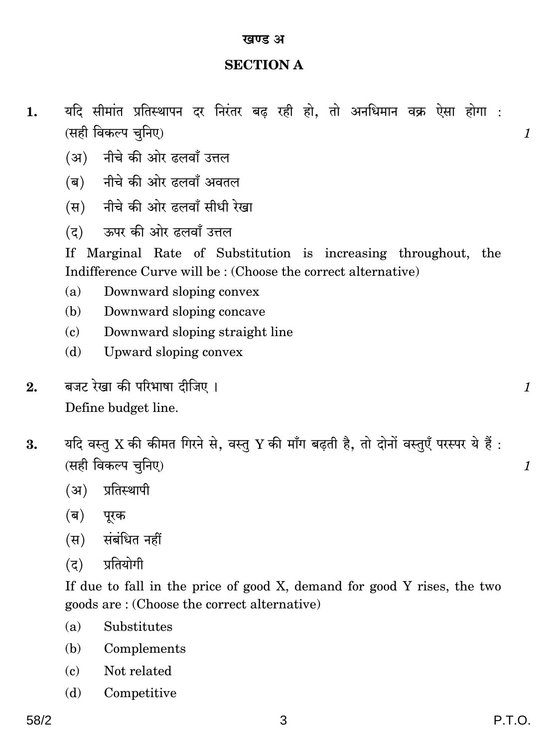## खण्ड अ

## SECTION A

**1.** यदि सीमांत प्रतिस्थापन दर निरंतर बढ़ रही हो, तो अनधिमान वक्र ऐसा होगा : (सही विकल्प चुनिए) *1*

(अ) नीचे की ओर ढलवाँ उत्तल

(ब) नीचे की ओर ढलवाँ अवतल

(स) नीचे की ओर ढलवाँ सीधी रेखा

(द) ऊपर की ओर ढलवाँ उत्तल

If Marginal Rate of Substitution is increasing throughout, the Indifference Curve will be : (Choose the correct alternative)

(a) Downward sloping convex

(b) Downward sloping concave

(c) Downward sloping straight line

(d) Upward sloping convex

**2.** बजट रेखा की परिभाषा दीजिए । *1*

Define budget line.

**3.** यदि वस्तु X की कीमत गिरने से, वस्तु Y की माँग बढ़ती है, तो दोनों वस्तुएँ परस्पर ये हैं : (सही विकल्प चुनिए) *1*

(अ) प्रतिस्थापी

(ब) पूरक

(स) संबंधित नहीं

(द) प्रतियोगी

If due to fall in the price of good X, demand for good Y rises, the two goods are : (Choose the correct alternative)

(a) Substitutes

(b) Complements

(c) Not related

(d) Competitive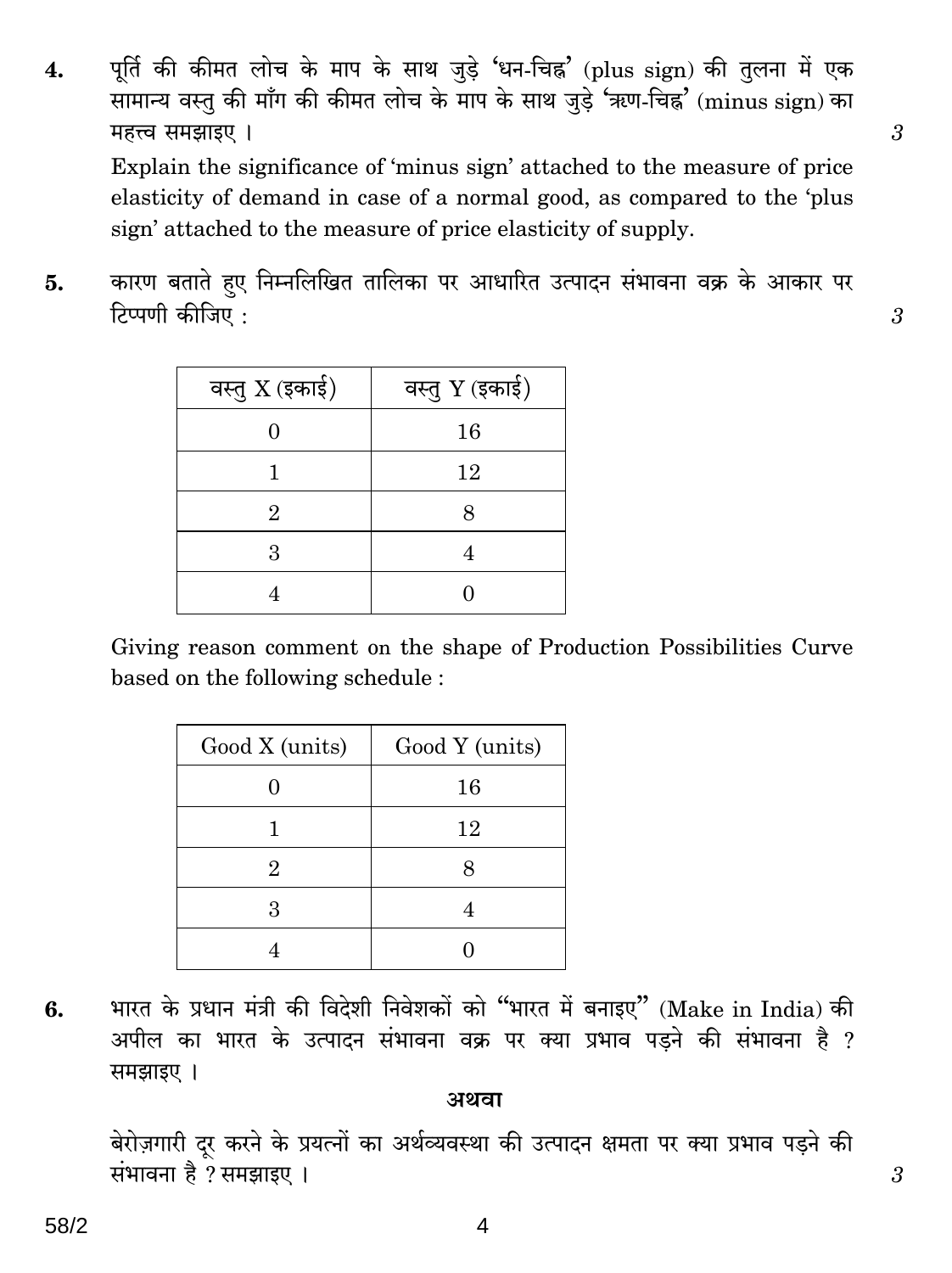4. पूर्ति की कीमत लोच के माप के साथ जुड़े 'धन-चिह्न' (plus sign) की तुलना में एक सामान्य वस्तु की माँग की कीमत लोच के माप के साथ जुड़े 'ऋण-चिह्न' (minus sign) का महत्त्व समझाइए । 3

Explain the significance of 'minus sign' attached to the measure of price elasticity of demand in case of a normal good, as compared to the 'plus sign' attached to the measure of price elasticity of supply.

5. कारण बताते हुए निम्नलिखित तालिका पर आधारित उत्पादन संभावना वक्र के आकार पर टिप्पणी कीजिए : 3

| वस्तु X (इकाई) | वस्तु Y (इकाई) |
|---|---|
| 0 | 16 |
| 1 | 12 |
| 2 | 8 |
| 3 | 4 |
| 4 | 0 |

Giving reason comment on the shape of Production Possibilities Curve based on the following schedule :

| Good X (units) | Good Y (units) |
|---|---|
| 0 | 16 |
| 1 | 12 |
| 2 | 8 |
| 3 | 4 |
| 4 | 0 |

6. भारत के प्रधान मंत्री की विदेशी निवेशकों को "भारत में बनाइए" (Make in India) की अपील का भारत के उत्पादन संभावना वक्र पर क्या प्रभाव पड़ने की संभावना है ? समझाइए ।

**अथवा**

बेरोज़गारी दूर करने के प्रयत्नों का अर्थव्यवस्था की उत्पादन क्षमता पर क्या प्रभाव पड़ने की संभावना है ? समझाइए । 3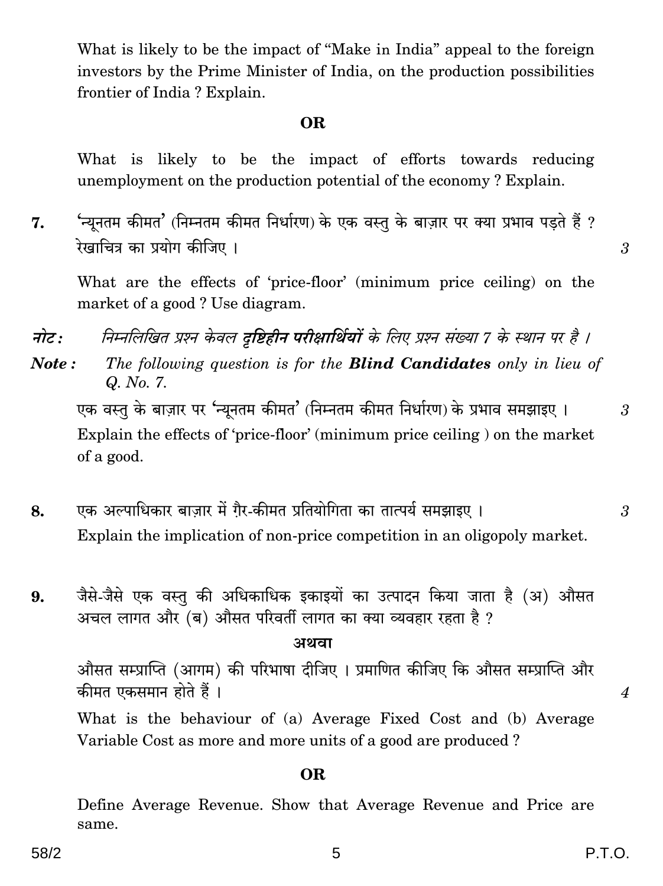What is likely to be the impact of "Make in India" appeal to the foreign investors by the Prime Minister of India, on the production possibilities frontier of India ? Explain.

**OR**

What is likely to be the impact of efforts towards reducing unemployment on the production potential of the economy ? Explain.

**7.** 'न्यूनतम कीमत' (निम्नतम कीमत निर्धारण) के एक वस्तु के बाज़ार पर क्या प्रभाव पड़ते हैं ? रेखाचित्र का प्रयोग कीजिए । 3

What are the effects of 'price-floor' (minimum price ceiling) on the market of a good ? Use diagram.

*नोट :* *निम्नलिखित प्रश्न केवल **दृष्टिहीन परीक्षार्थियों** के लिए प्रश्न संख्या 7 के स्थान पर है ।*

***Note :*** *The following question is for the **Blind Candidates** only in lieu of Q. No. 7.*

एक वस्तु के बाज़ार पर 'न्यूनतम कीमत' (निम्नतम कीमत निर्धारण) के प्रभाव समझाइए । 3

Explain the effects of 'price-floor' (minimum price ceiling ) on the market of a good.

**8.** एक अल्पाधिकार बाज़ार में ग़ैर-कीमत प्रतियोगिता का तात्पर्य समझाइए । 3

Explain the implication of non-price competition in an oligopoly market.

**9.** जैसे-जैसे एक वस्तु की अधिकाधिक इकाइयों का उत्पादन किया जाता है (अ) औसत अचल लागत और (ब) औसत परिवर्ती लागत का क्या व्यवहार रहता है ?

**अथवा**

औसत सम्प्राप्ति (आगम) की परिभाषा दीजिए । प्रमाणित कीजिए कि औसत सम्प्राप्ति और कीमत एकसमान होते हैं । 4

What is the behaviour of (a) Average Fixed Cost and (b) Average Variable Cost as more and more units of a good are produced ?

**OR**

Define Average Revenue. Show that Average Revenue and Price are same.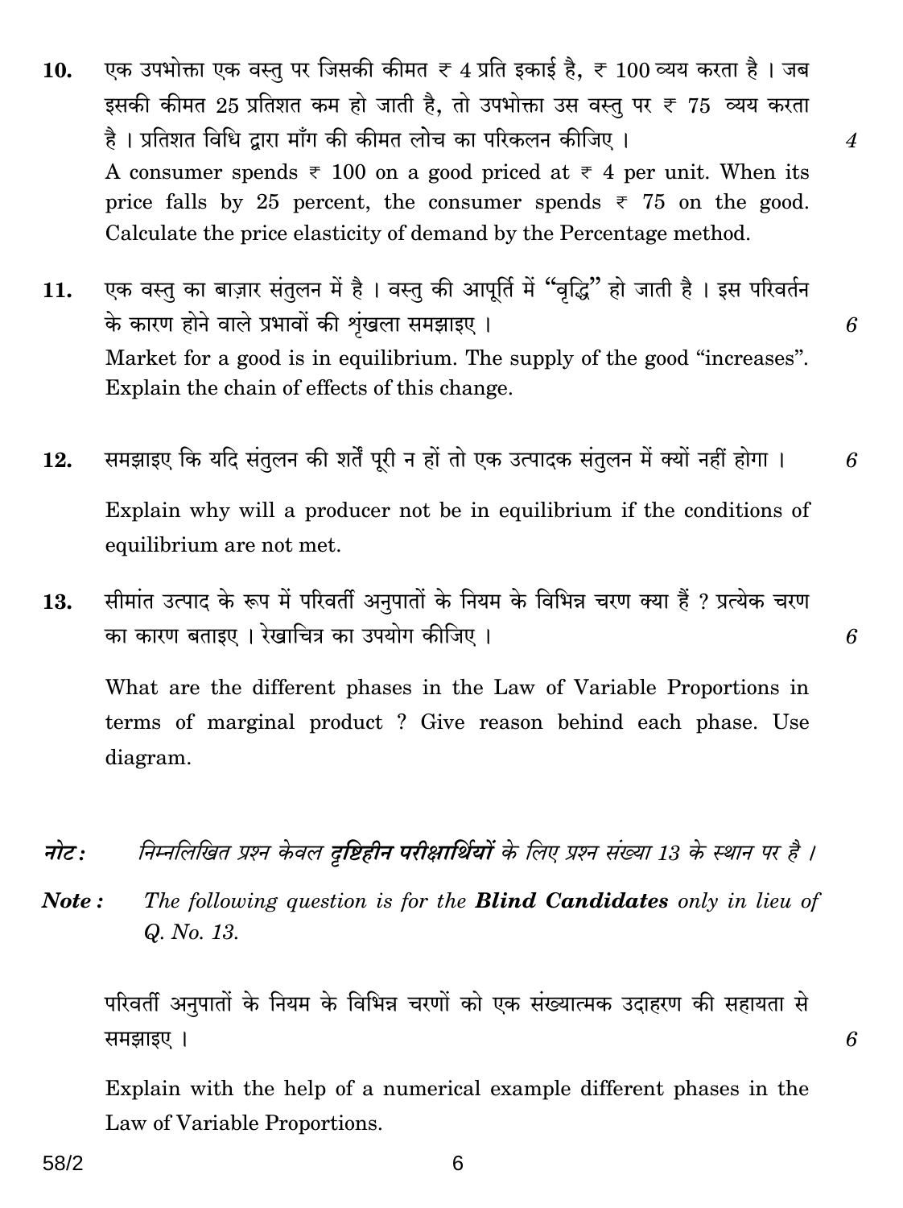**10.** एक उपभोक्ता एक वस्तु पर जिसकी कीमत ₹ 4 प्रति इकाई है, ₹ 100 व्यय करता है । जब इसकी कीमत 25 प्रतिशत कम हो जाती है, तो उपभोक्ता उस वस्तु पर ₹ 75 व्यय करता है । प्रतिशत विधि द्वारा माँग की कीमत लोच का परिकलन कीजिए । *4*

A consumer spends ₹ 100 on a good priced at ₹ 4 per unit. When its price falls by 25 percent, the consumer spends ₹ 75 on the good. Calculate the price elasticity of demand by the Percentage method.

**11.** एक वस्तु का बाज़ार संतुलन में है । वस्तु की आपूर्ति में "वृद्धि" हो जाती है । इस परिवर्तन के कारण होने वाले प्रभावों की श्रृंखला समझाइए । *6*

Market for a good is in equilibrium. The supply of the good "increases". Explain the chain of effects of this change.

**12.** समझाइए कि यदि संतुलन की शर्तें पूरी न हों तो एक उत्पादक संतुलन में क्यों नहीं होगा । *6*

Explain why will a producer not be in equilibrium if the conditions of equilibrium are not met.

**13.** सीमांत उत्पाद के रूप में परिवर्ती अनुपातों के नियम के विभिन्न चरण क्या हैं ? प्रत्येक चरण का कारण बताइए । रेखाचित्र का उपयोग कीजिए । *6*

What are the different phases in the Law of Variable Proportions in terms of marginal product ? Give reason behind each phase. Use diagram.

***नोट :*** *निम्नलिखित प्रश्न केवल **दृष्टिहीन परीक्षार्थियों** के लिए प्रश्न संख्या 13 के स्थान पर है ।*

***Note :*** *The following question is for the **Blind Candidates** only in lieu of Q. No. 13.*

परिवर्ती अनुपातों के नियम के विभिन्न चरणों को एक संख्यात्मक उदाहरण की सहायता से समझाइए । *6*

Explain with the help of a numerical example different phases in the Law of Variable Proportions.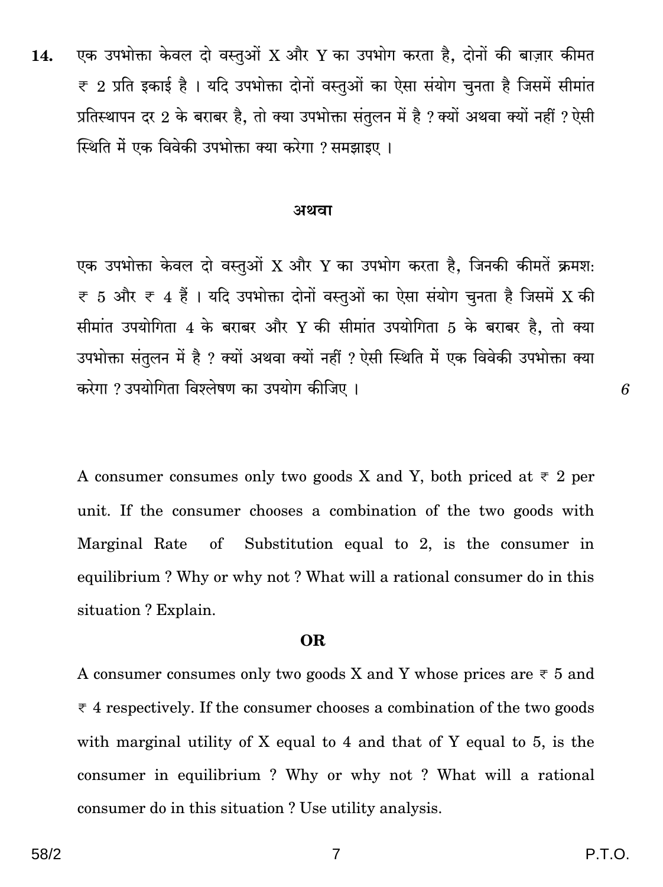14. एक उपभोक्ता केवल दो वस्तुओं X और Y का उपभोग करता है, दोनों की बाज़ार कीमत ₹ 2 प्रति इकाई है । यदि उपभोक्ता दोनों वस्तुओं का ऐसा संयोग चुनता है जिसमें सीमांत प्रतिस्थापन दर 2 के बराबर है, तो क्या उपभोक्ता संतुलन में है ? क्यों अथवा क्यों नहीं ? ऐसी स्थिति में एक विवेकी उपभोक्ता क्या करेगा ? समझाइए ।

**अथवा**

एक उपभोक्ता केवल दो वस्तुओं X और Y का उपभोग करता है, जिनकी कीमतें क्रमशः ₹ 5 और ₹ 4 हैं । यदि उपभोक्ता दोनों वस्तुओं का ऐसा संयोग चुनता है जिसमें X की सीमांत उपयोगिता 4 के बराबर और Y की सीमांत उपयोगिता 5 के बराबर है, तो क्या उपभोक्ता संतुलन में है ? क्यों अथवा क्यों नहीं ? ऐसी स्थिति में एक विवेकी उपभोक्ता क्या करेगा ? उपयोगिता विश्लेषण का उपयोग कीजिए । *6*

A consumer consumes only two goods X and Y, both priced at ₹ 2 per unit. If the consumer chooses a combination of the two goods with Marginal Rate of Substitution equal to 2, is the consumer in equilibrium ? Why or why not ? What will a rational consumer do in this situation ? Explain.

**OR**

A consumer consumes only two goods X and Y whose prices are ₹ 5 and ₹ 4 respectively. If the consumer chooses a combination of the two goods with marginal utility of X equal to 4 and that of Y equal to 5, is the consumer in equilibrium ? Why or why not ? What will a rational consumer do in this situation ? Use utility analysis.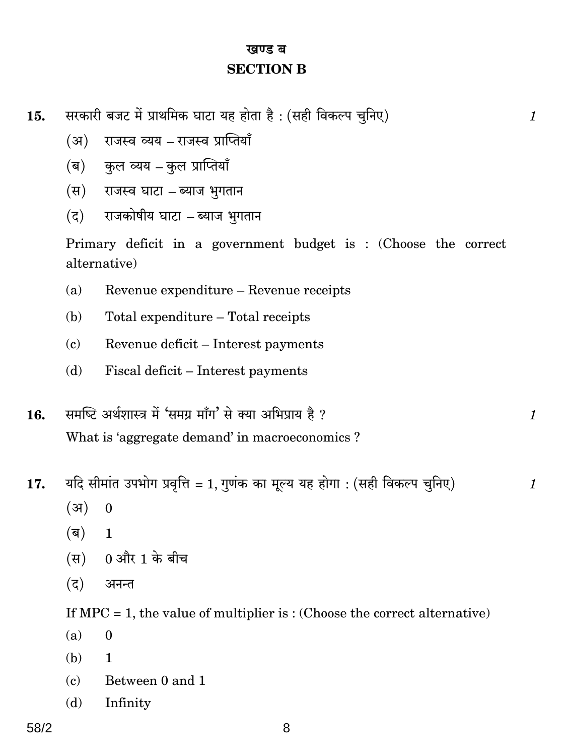## खण्ड ब

## SECTION B

**15.** सरकारी बजट में प्राथमिक घाटा यह होता है : (सही विकल्प चुनिए) *1*

(अ) राजस्व व्यय – राजस्व प्राप्तियाँ

(ब) कुल व्यय – कुल प्राप्तियाँ

(स) राजस्व घाटा – ब्याज भुगतान

(द) राजकोषीय घाटा – ब्याज भुगतान

Primary deficit in a government budget is : (Choose the correct alternative)

(a) Revenue expenditure – Revenue receipts

(b) Total expenditure – Total receipts

(c) Revenue deficit – Interest payments

(d) Fiscal deficit – Interest payments

**16.** समष्टि अर्थशास्त्र में 'समग्र माँग' से क्या अभिप्राय है ? *1*

What is 'aggregate demand' in macroeconomics ?

**17.** यदि सीमांत उपभोग प्रवृत्ति = 1, गुणंक का मूल्य यह होगा : (सही विकल्प चुनिए) *1*

(अ) 0

(ब) 1

(स) 0 और 1 के बीच

(द) अनन्त

If MPC = 1, the value of multiplier is : (Choose the correct alternative)

(a) 0

(b) 1

(c) Between 0 and 1

(d) Infinity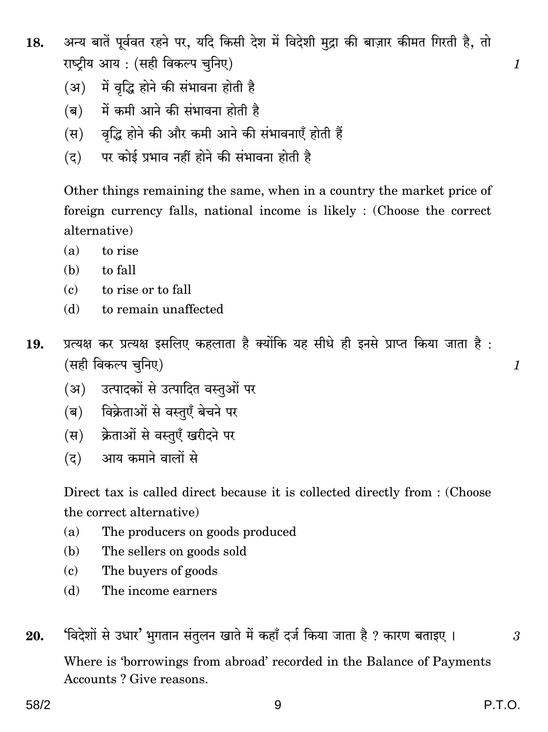**18.** अन्य बातें पूर्ववत रहने पर, यदि किसी देश में विदेशी मुद्रा की बाज़ार कीमत गिरती है, तो राष्ट्रीय आय : (सही विकल्प चुनिए) *1*

(अ) में वृद्धि होने की संभावना होती है

(ब) में कमी आने की संभावना होती है

(स) वृद्धि होने की और कमी आने की संभावनाएँ होती हैं

(द) पर कोई प्रभाव नहीं होने की संभावना होती है

Other things remaining the same, when in a country the market price of foreign currency falls, national income is likely : (Choose the correct alternative)

(a) to rise

(b) to fall

(c) to rise or to fall

(d) to remain unaffected

**19.** प्रत्यक्ष कर प्रत्यक्ष इसलिए कहलाता है क्योंकि यह सीधे ही इनसे प्राप्त किया जाता है : (सही विकल्प चुनिए) *1*

(अ) उत्पादकों से उत्पादित वस्तुओं पर

(ब) विक्रेताओं से वस्तुएँ बेचने पर

(स) क्रेताओं से वस्तुएँ खरीदने पर

(द) आय कमाने वालों से

Direct tax is called direct because it is collected directly from : (Choose the correct alternative)

(a) The producers on goods produced

(b) The sellers on goods sold

(c) The buyers of goods

(d) The income earners

**20.** 'विदेशों से उधार' भुगतान संतुलन खाते में कहाँ दर्ज किया जाता है ? कारण बताइए । *3*

Where is 'borrowings from abroad' recorded in the Balance of Payments Accounts ? Give reasons.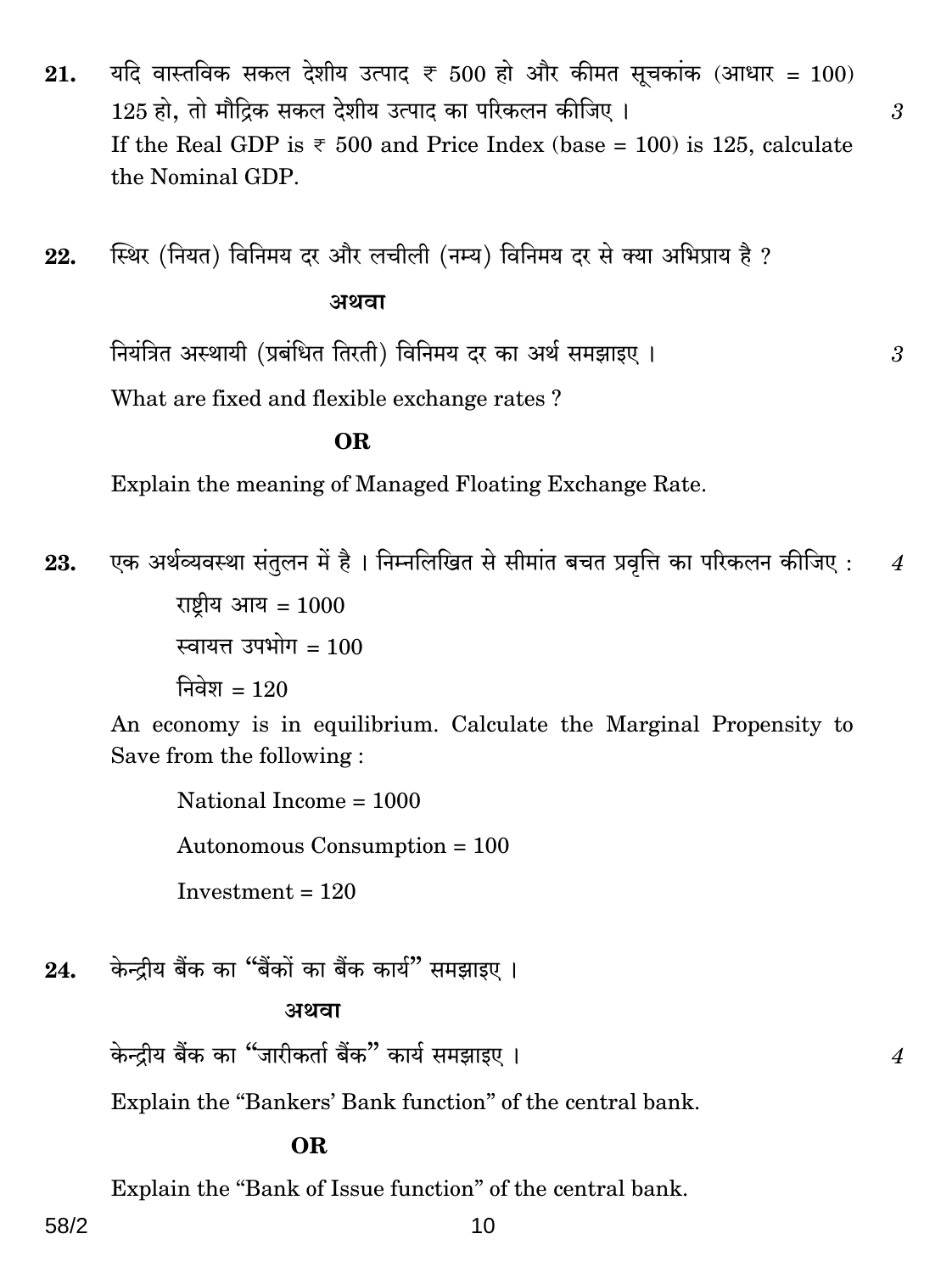21. यदि वास्तविक सकल देशीय उत्पाद ₹ 500 हो और कीमत सूचकांक (आधार = 100) 125 हो, तो मौद्रिक सकल देशीय उत्पाद का परिकलन कीजिए । *3*

If the Real GDP is ₹ 500 and Price Index (base = 100) is 125, calculate the Nominal GDP.

22. स्थिर (नियत) विनिमय दर और लचीली (नम्य) विनिमय दर से क्या अभिप्राय है ?

**अथवा**

नियंत्रित अस्थायी (प्रबंधित तिरती) विनिमय दर का अर्थ समझाइए । *3*

What are fixed and flexible exchange rates ?

**OR**

Explain the meaning of Managed Floating Exchange Rate.

23. एक अर्थव्यवस्था संतुलन में है । निम्नलिखित से सीमांत बचत प्रवृत्ति का परिकलन कीजिए : *4*

राष्ट्रीय आय = 1000

स्वायत्त उपभोग = 100

निवेश = 120

An economy is in equilibrium. Calculate the Marginal Propensity to Save from the following :

National Income = 1000

Autonomous Consumption = 100

Investment = 120

24. केन्द्रीय बैंक का "बैंकों का बैंक कार्य" समझाइए ।

**अथवा**

केन्द्रीय बैंक का "जारीकर्ता बैंक" कार्य समझाइए । *4*

Explain the "Bankers' Bank function" of the central bank.

**OR**

Explain the "Bank of Issue function" of the central bank.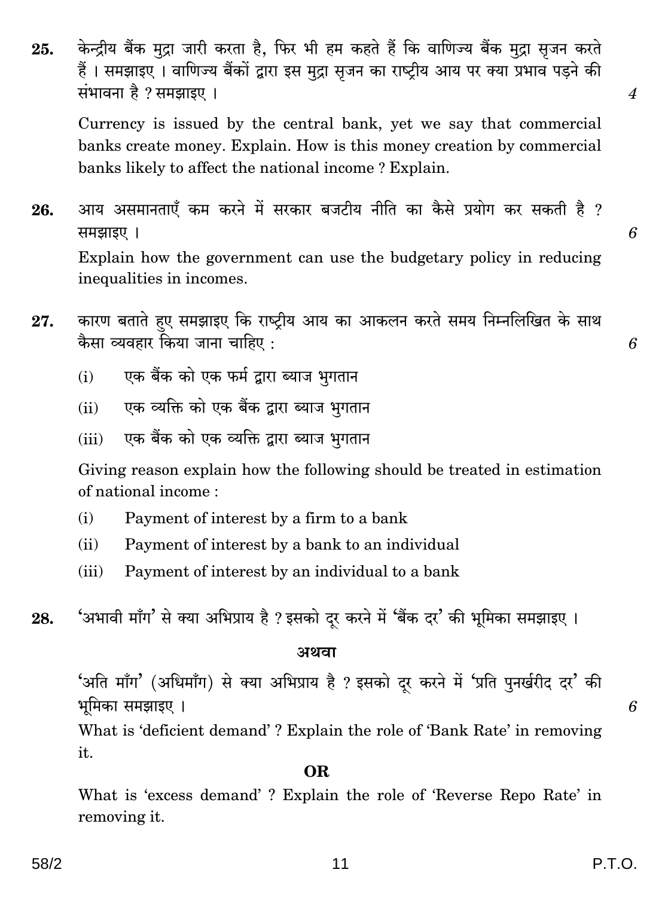**25.** केन्द्रीय बैंक मुद्रा जारी करता है, फिर भी हम कहते हैं कि वाणिज्य बैंक मुद्रा सृजन करते हैं । समझाइए । वाणिज्य बैंकों द्वारा इस मुद्रा सृजन का राष्ट्रीय आय पर क्या प्रभाव पड़ने की संभावना है ? समझाइए । *4*

Currency is issued by the central bank, yet we say that commercial banks create money. Explain. How is this money creation by commercial banks likely to affect the national income ? Explain.

**26.** आय असमानताएँ कम करने में सरकार बजटीय नीति का कैसे प्रयोग कर सकती है ? समझाइए । *6*

Explain how the government can use the budgetary policy in reducing inequalities in incomes.

**27.** कारण बताते हुए समझाइए कि राष्ट्रीय आय का आकलन करते समय निम्नलिखित के साथ कैसा व्यवहार किया जाना चाहिए : *6*

(i) एक बैंक को एक फर्म द्वारा ब्याज भुगतान

(ii) एक व्यक्ति को एक बैंक द्वारा ब्याज भुगतान

(iii) एक बैंक को एक व्यक्ति द्वारा ब्याज भुगतान

Giving reason explain how the following should be treated in estimation of national income :

(i) Payment of interest by a firm to a bank

(ii) Payment of interest by a bank to an individual

(iii) Payment of interest by an individual to a bank

**28.** 'अभावी माँग' से क्या अभिप्राय है ? इसको दूर करने में 'बैंक दर' की भूमिका समझाइए ।

**अथवा**

'अति माँग' (अधिमाँग) से क्या अभिप्राय है ? इसको दूर करने में 'प्रति पुनर्खरीद दर' की भूमिका समझाइए । *6*

What is 'deficient demand' ? Explain the role of 'Bank Rate' in removing it.

**OR**

What is 'excess demand' ? Explain the role of 'Reverse Repo Rate' in removing it.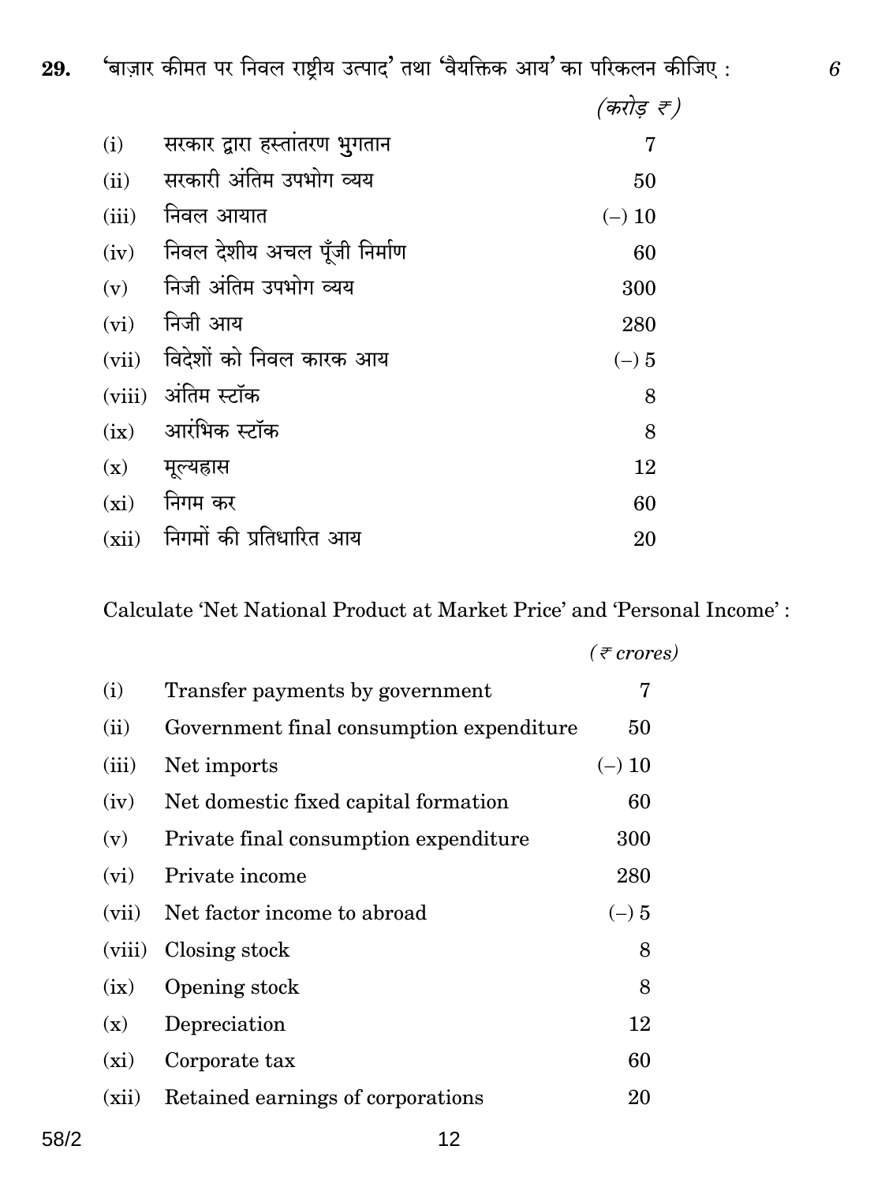**29.** 'बाज़ार कीमत पर निवल राष्ट्रीय उत्पाद' तथा 'वैयक्तिक आय' का परिकलन कीजिए : 6

| | | *(करोड़ ₹)* |
|---|---|---|
| (i) | सरकार द्वारा हस्तांतरण भुगतान | 7 |
| (ii) | सरकारी अंतिम उपभोग व्यय | 50 |
| (iii) | निवल आयात | (–) 10 |
| (iv) | निवल देशीय अचल पूँजी निर्माण | 60 |
| (v) | निजी अंतिम उपभोग व्यय | 300 |
| (vi) | निजी आय | 280 |
| (vii) | विदेशों को निवल कारक आय | (–) 5 |
| (viii) | अंतिम स्टॉक | 8 |
| (ix) | आरंभिक स्टॉक | 8 |
| (x) | मूल्यह्रास | 12 |
| (xi) | निगम कर | 60 |
| (xii) | निगमों की प्रतिधारित आय | 20 |

Calculate 'Net National Product at Market Price' and 'Personal Income' :

| | | *(₹ crores)* |
|---|---|---|
| (i) | Transfer payments by government | 7 |
| (ii) | Government final consumption expenditure | 50 |
| (iii) | Net imports | (–) 10 |
| (iv) | Net domestic fixed capital formation | 60 |
| (v) | Private final consumption expenditure | 300 |
| (vi) | Private income | 280 |
| (vii) | Net factor income to abroad | (–) 5 |
| (viii) | Closing stock | 8 |
| (ix) | Opening stock | 8 |
| (x) | Depreciation | 12 |
| (xi) | Corporate tax | 60 |
| (xii) | Retained earnings of corporations | 20 |